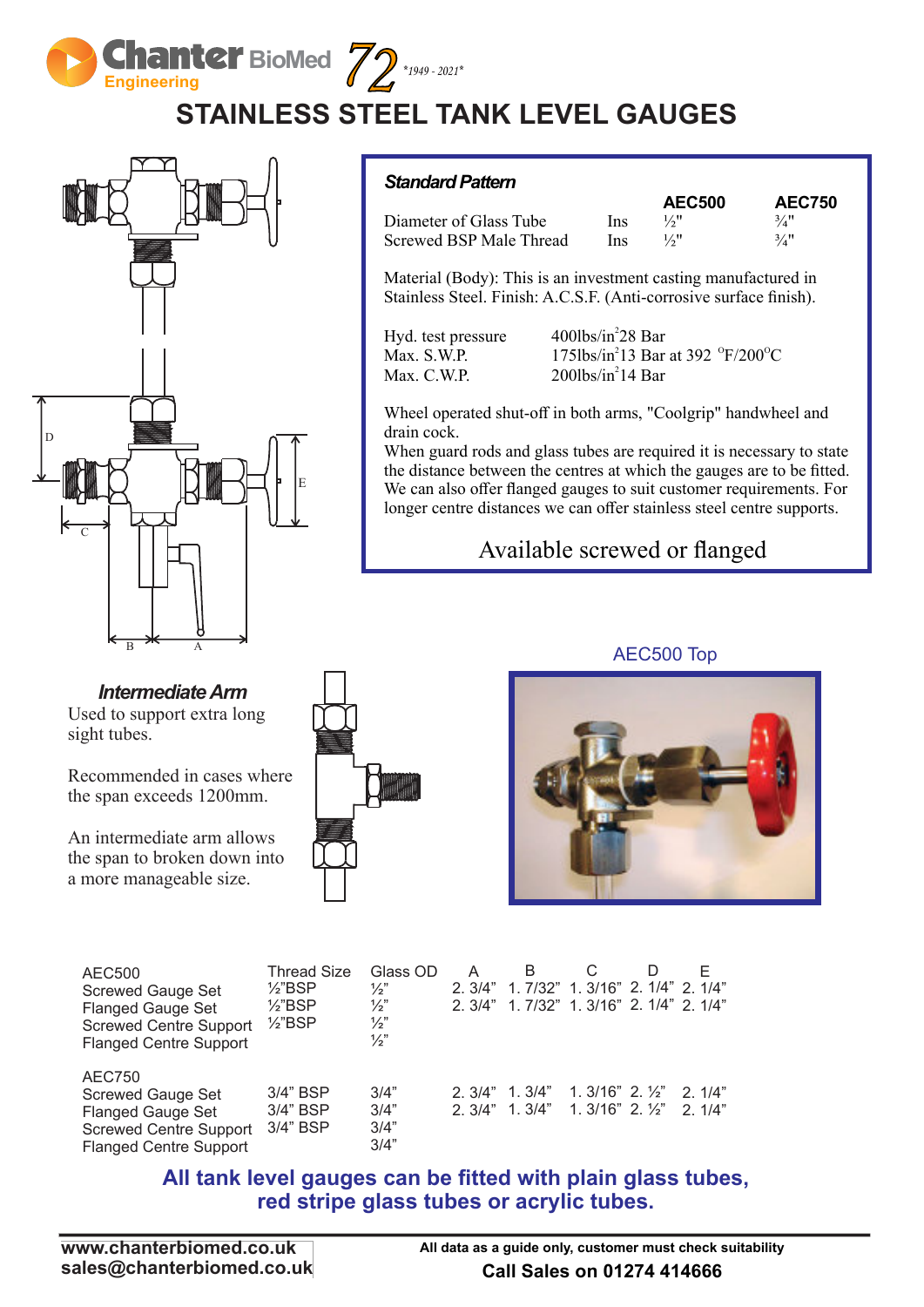Chanter BioMed Engineering 72 *1949 - 2021*

# STAINLESS STEEL TANK LEVEL GAUGES

## *Standard Pattern*

| | | AEC500 | AEC750 |
|---|---|---|---|
| Diameter of Glass Tube | Ins | ½" | ¾" |
| Screwed BSP Male Thread | Ins | ½" | ¾" |

Material (Body): This is an investment casting manufactured in Stainless Steel. Finish: A.C.S.F. (Anti-corrosive surface finish).

| | |
|---|---|
| Hyd. test pressure | 400lbs/in² 28 Bar |
| Max. S.W.P. | 175lbs/in² 13 Bar at 392 °F/200°C |
| Max. C.W.P. | 200lbs/in² 14 Bar |

Wheel operated shut-off in both arms, "Coolgrip" handwheel and drain cock.
When guard rods and glass tubes are required it is necessary to state the distance between the centres at which the gauges are to be fitted. We can also offer flanged gauges to suit customer requirements. For longer centre distances we can offer stainless steel centre supports.

Available screwed or flanged

AEC500 Top

## *Intermediate Arm*

Used to support extra long sight tubes.

Recommended in cases where the span exceeds 1200mm.

An intermediate arm allows the span to broken down into a more manageable size.

| | Thread Size | Glass OD | A | B | C | D | E |
|---|---|---|---|---|---|---|---|
| **AEC500** | | | | | | | |
| Screwed Gauge Set | ½"BSP | ½" | 2. 3/4" | 1. 7/32" | 1. 3/16" | 2. 1/4" | 2. 1/4" |
| Flanged Gauge Set | ½"BSP | ½" | 2. 3/4" | 1. 7/32" | 1. 3/16" | 2. 1/4" | 2. 1/4" |
| Screwed Centre Support | ½"BSP | ½" | | | | | |
| Flanged Centre Support | | ½" | | | | | |
| **AEC750** | | | | | | | |
| Screwed Gauge Set | 3/4" BSP | 3/4" | 2. 3/4" | 1. 3/4" | 1. 3/16" | 2. ½" | 2. 1/4" |
| Flanged Gauge Set | 3/4" BSP | 3/4" | 2. 3/4" | 1. 3/4" | 1. 3/16" | 2. ½" | 2. 1/4" |
| Screwed Centre Support | 3/4" BSP | 3/4" | | | | | |
| Flanged Centre Support | | 3/4" | | | | | |

**All tank level gauges can be fitted with plain glass tubes, red stripe glass tubes or acrylic tubes.**

www.chanterbiomed.co.uk
sales@chanterbiomed.co.uk

All data as a guide only, customer must check suitability

Call Sales on 01274 414666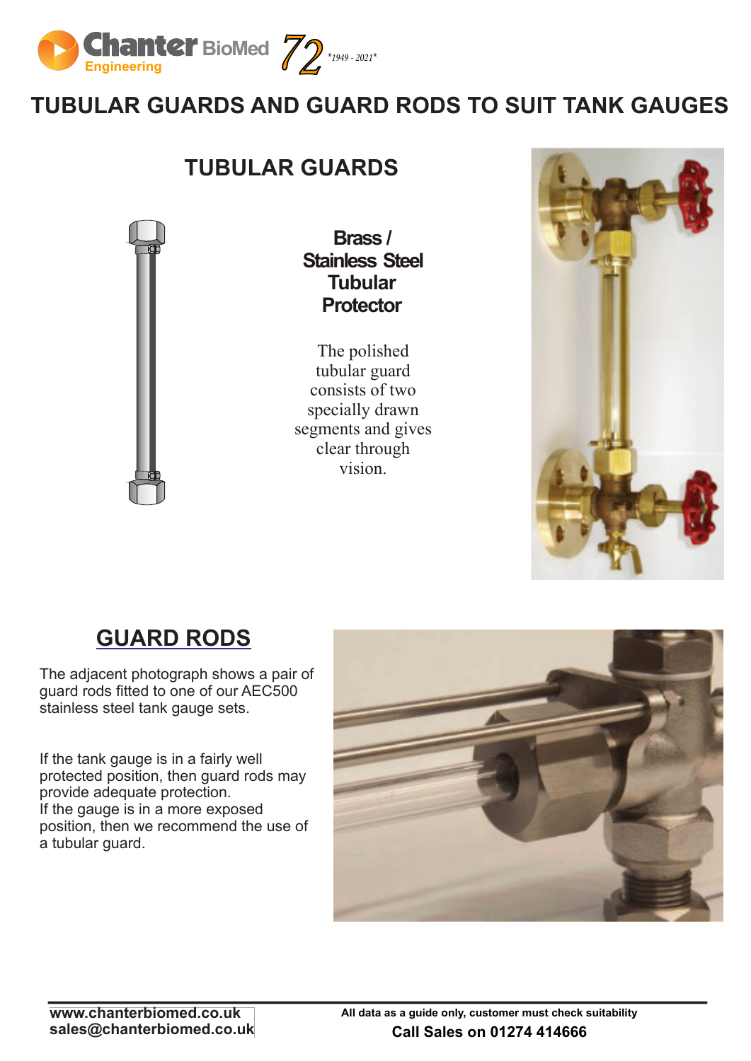# TUBULAR GUARDS AND GUARD RODS TO SUIT TANK GAUGES

## TUBULAR GUARDS

**Brass / Stainless Steel Tubular Protector**

The polished tubular guard consists of two specially drawn segments and gives clear through vision.

## GUARD RODS

The adjacent photograph shows a pair of guard rods fitted to one of our AEC500 stainless steel tank gauge sets.

If the tank gauge is in a fairly well protected position, then guard rods may provide adequate protection.
If the gauge is in a more exposed position, then we recommend the use of a tubular guard.

www.chanterbiomed.co.uk
sales@chanterbiomed.co.uk

All data as a guide only, customer must check suitability

**Call Sales on 01274 414666**